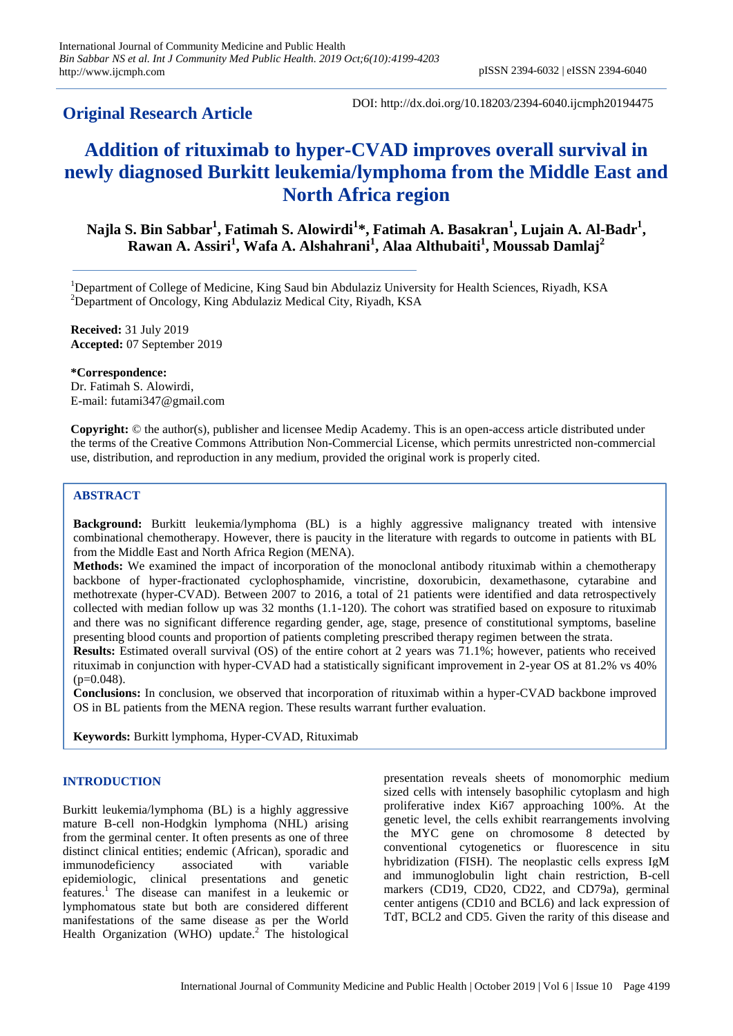**Original Research Article**

DOI: http://dx.doi.org/10.18203/2394-6040.ijcmph20194475

# Addition of rituximab to hyper-CVAD improves overall survival in newly diagnosed Burkitt leukemia/lymphoma from the Middle East and North Africa region

**Najla S. Bin Sabbar[1], Fatimah S. Alowirdi[1]\*, Fatimah A. Basakran[1], Lujain A. Al-Badr[1], Rawan A. Assiri[1], Wafa A. Alshahrani[1], Alaa Althubaiti[1], Moussab Damlaj[2]**

[1]Department of College of Medicine, King Saud bin Abdulaziz University for Health Sciences, Riyadh, KSA
[2]Department of Oncology, King Abdulaziz Medical City, Riyadh, KSA

**Received:** 31 July 2019
**Accepted:** 07 September 2019

**\*Correspondence:**
Dr. Fatimah S. Alowirdi,
E-mail: futami347@gmail.com

**Copyright:** © the author(s), publisher and licensee Medip Academy. This is an open-access article distributed under the terms of the Creative Commons Attribution Non-Commercial License, which permits unrestricted non-commercial use, distribution, and reproduction in any medium, provided the original work is properly cited.

## ABSTRACT

**Background:** Burkitt leukemia/lymphoma (BL) is a highly aggressive malignancy treated with intensive combinational chemotherapy. However, there is paucity in the literature with regards to outcome in patients with BL from the Middle East and North Africa Region (MENA).

**Methods:** We examined the impact of incorporation of the monoclonal antibody rituximab within a chemotherapy backbone of hyper-fractionated cyclophosphamide, vincristine, doxorubicin, dexamethasone, cytarabine and methotrexate (hyper-CVAD). Between 2007 to 2016, a total of 21 patients were identified and data retrospectively collected with median follow up was 32 months (1.1-120). The cohort was stratified based on exposure to rituximab and there was no significant difference regarding gender, age, stage, presence of constitutional symptoms, baseline presenting blood counts and proportion of patients completing prescribed therapy regimen between the strata.

**Results:** Estimated overall survival (OS) of the entire cohort at 2 years was 71.1%; however, patients who received rituximab in conjunction with hyper-CVAD had a statistically significant improvement in 2-year OS at 81.2% vs 40% (p=0.048).

**Conclusions:** In conclusion, we observed that incorporation of rituximab within a hyper-CVAD backbone improved OS in BL patients from the MENA region. These results warrant further evaluation.

**Keywords:** Burkitt lymphoma, Hyper-CVAD, Rituximab

## INTRODUCTION

Burkitt leukemia/lymphoma (BL) is a highly aggressive mature B-cell non-Hodgkin lymphoma (NHL) arising from the germinal center. It often presents as one of three distinct clinical entities; endemic (African), sporadic and immunodeficiency associated with variable epidemiologic, clinical presentations and genetic features.[1] The disease can manifest in a leukemic or lymphomatous state but both are considered different manifestations of the same disease as per the World Health Organization (WHO) update.[2] The histological presentation reveals sheets of monomorphic medium sized cells with intensely basophilic cytoplasm and high proliferative index Ki67 approaching 100%. At the genetic level, the cells exhibit rearrangements involving the MYC gene on chromosome 8 detected by conventional cytogenetics or fluorescence in situ hybridization (FISH). The neoplastic cells express IgM and immunoglobulin light chain restriction, B-cell markers (CD19, CD20, CD22, and CD79a), germinal center antigens (CD10 and BCL6) and lack expression of TdT, BCL2 and CD5. Given the rarity of this disease and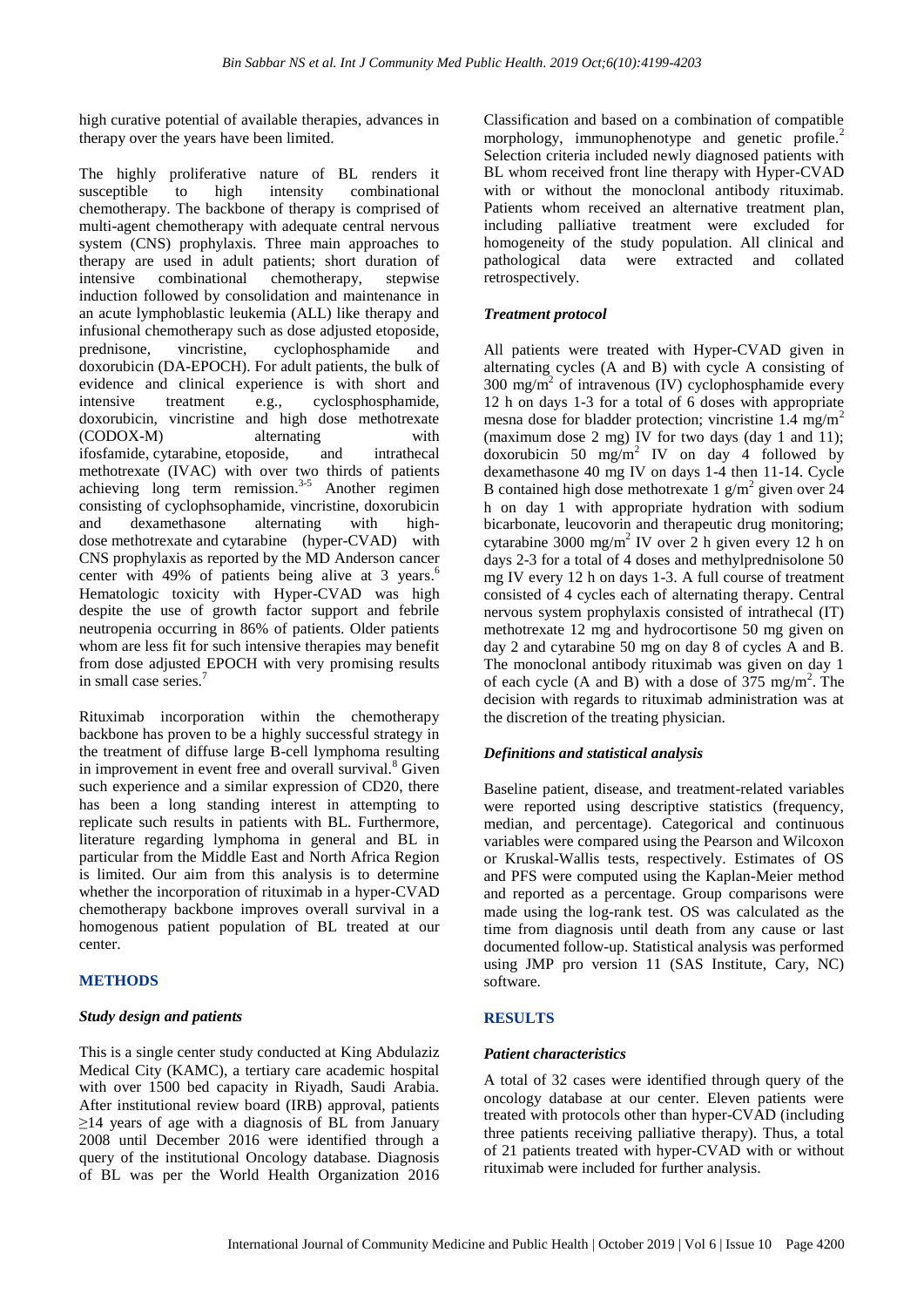high curative potential of available therapies, advances in therapy over the years have been limited.

The highly proliferative nature of BL renders it susceptible to high intensity combinational chemotherapy. The backbone of therapy is comprised of multi-agent chemotherapy with adequate central nervous system (CNS) prophylaxis. Three main approaches to therapy are used in adult patients; short duration of intensive combinational chemotherapy, stepwise induction followed by consolidation and maintenance in an acute lymphoblastic leukemia (ALL) like therapy and infusional chemotherapy such as dose adjusted etoposide, prednisone, vincristine, cyclophosphamide and doxorubicin (DA-EPOCH). For adult patients, the bulk of evidence and clinical experience is with short and intensive treatment e.g., cyclosphosphamide, doxorubicin, vincristine and high dose methotrexate (CODOX-M) alternating with ifosfamide, cytarabine, etoposide, and intrathecal methotrexate (IVAC) with over two thirds of patients achieving long term remission.[3-5] Another regimen consisting of cyclophsophamide, vincristine, doxorubicin and dexamethasone alternating with high-dose methotrexate and cytarabine (hyper-CVAD) with CNS prophylaxis as reported by the MD Anderson cancer center with 49% of patients being alive at 3 years.[6] Hematologic toxicity with Hyper-CVAD was high despite the use of growth factor support and febrile neutropenia occurring in 86% of patients. Older patients whom are less fit for such intensive therapies may benefit from dose adjusted EPOCH with very promising results in small case series.[7]

Rituximab incorporation within the chemotherapy backbone has proven to be a highly successful strategy in the treatment of diffuse large B-cell lymphoma resulting in improvement in event free and overall survival.[8] Given such experience and a similar expression of CD20, there has been a long standing interest in attempting to replicate such results in patients with BL. Furthermore, literature regarding lymphoma in general and BL in particular from the Middle East and North Africa Region is limited. Our aim from this analysis is to determine whether the incorporation of rituximab in a hyper-CVAD chemotherapy backbone improves overall survival in a homogenous patient population of BL treated at our center.

## METHODS

### *Study design and patients*

This is a single center study conducted at King Abdulaziz Medical City (KAMC), a tertiary care academic hospital with over 1500 bed capacity in Riyadh, Saudi Arabia. After institutional review board (IRB) approval, patients ≥14 years of age with a diagnosis of BL from January 2008 until December 2016 were identified through a query of the institutional Oncology database. Diagnosis of BL was per the World Health Organization 2016 Classification and based on a combination of compatible morphology, immunophenotype and genetic profile.[2] Selection criteria included newly diagnosed patients with BL whom received front line therapy with Hyper-CVAD with or without the monoclonal antibody rituximab. Patients whom received an alternative treatment plan, including palliative treatment were excluded for homogeneity of the study population. All clinical and pathological data were extracted and collated retrospectively.

### *Treatment protocol*

All patients were treated with Hyper-CVAD given in alternating cycles (A and B) with cycle A consisting of 300 mg/m$^2$ of intravenous (IV) cyclophosphamide every 12 h on days 1-3 for a total of 6 doses with appropriate mesna dose for bladder protection; vincristine 1.4 mg/m$^2$ (maximum dose 2 mg) IV for two days (day 1 and 11); doxorubicin 50 mg/m$^2$ IV on day 4 followed by dexamethasone 40 mg IV on days 1-4 then 11-14. Cycle B contained high dose methotrexate 1 g/m$^2$ given over 24 h on day 1 with appropriate hydration with sodium bicarbonate, leucovorin and therapeutic drug monitoring; cytarabine 3000 mg/m$^2$ IV over 2 h given every 12 h on days 2-3 for a total of 4 doses and methylprednisolone 50 mg IV every 12 h on days 1-3. A full course of treatment consisted of 4 cycles each of alternating therapy. Central nervous system prophylaxis consisted of intrathecal (IT) methotrexate 12 mg and hydrocortisone 50 mg given on day 2 and cytarabine 50 mg on day 8 of cycles A and B. The monoclonal antibody rituximab was given on day 1 of each cycle (A and B) with a dose of 375 mg/m$^2$. The decision with regards to rituximab administration was at the discretion of the treating physician.

### *Definitions and statistical analysis*

Baseline patient, disease, and treatment-related variables were reported using descriptive statistics (frequency, median, and percentage). Categorical and continuous variables were compared using the Pearson and Wilcoxon or Kruskal-Wallis tests, respectively. Estimates of OS and PFS were computed using the Kaplan-Meier method and reported as a percentage. Group comparisons were made using the log-rank test. OS was calculated as the time from diagnosis until death from any cause or last documented follow-up. Statistical analysis was performed using JMP pro version 11 (SAS Institute, Cary, NC) software.

## RESULTS

### *Patient characteristics*

A total of 32 cases were identified through query of the oncology database at our center. Eleven patients were treated with protocols other than hyper-CVAD (including three patients receiving palliative therapy). Thus, a total of 21 patients treated with hyper-CVAD with or without rituximab were included for further analysis.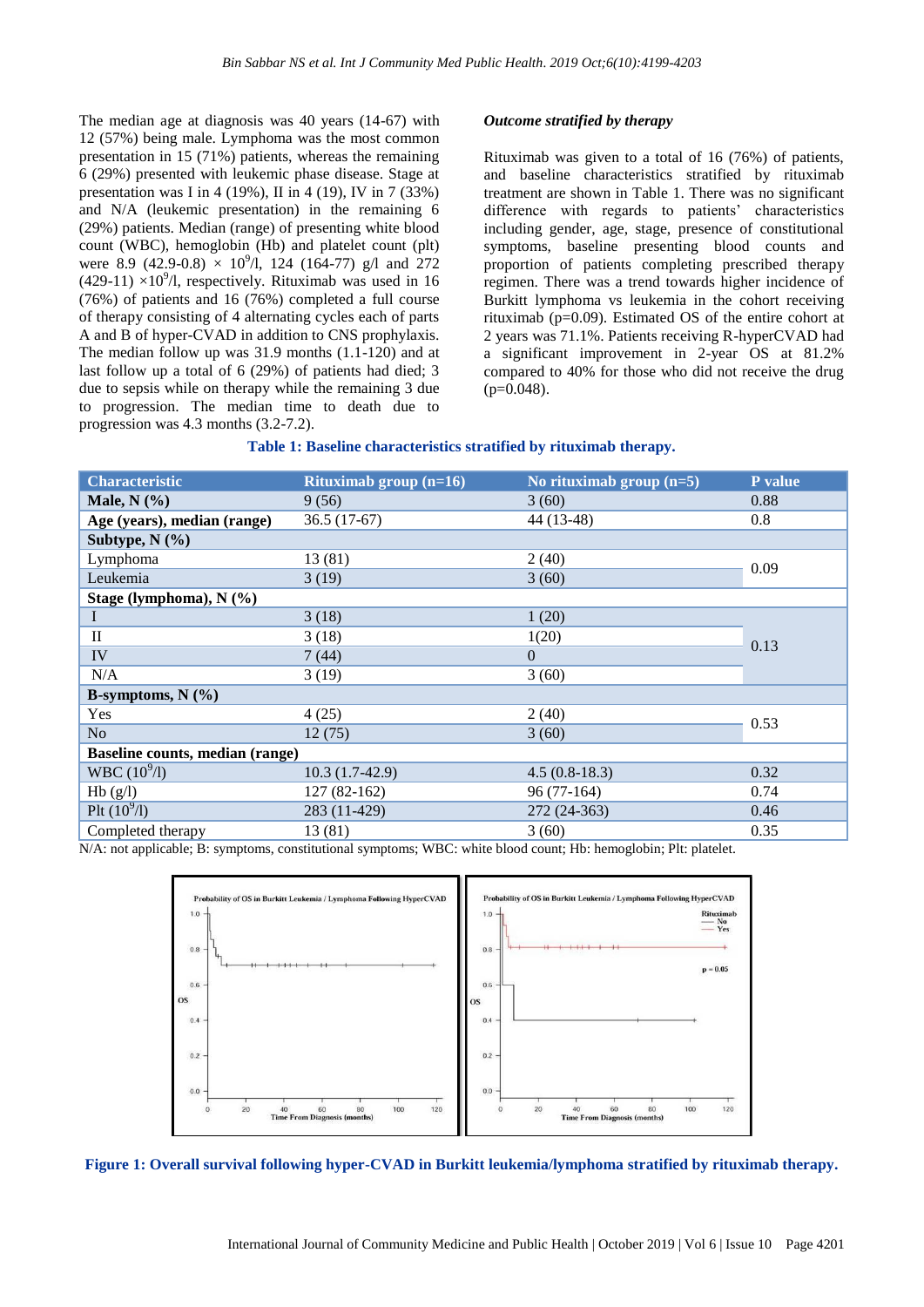The median age at diagnosis was 40 years (14-67) with 12 (57%) being male. Lymphoma was the most common presentation in 15 (71%) patients, whereas the remaining 6 (29%) presented with leukemic phase disease. Stage at presentation was I in 4 (19%), II in 4 (19), IV in 7 (33%) and N/A (leukemic presentation) in the remaining 6 (29%) patients. Median (range) of presenting white blood count (WBC), hemoglobin (Hb) and platelet count (plt) were 8.9 (42.9-0.8) $\times$ $10^9$/l, 124 (164-77) g/l and 272 (429-11) $\times 10^9$/l, respectively. Rituximab was used in 16 (76%) of patients and 16 (76%) completed a full course of therapy consisting of 4 alternating cycles each of parts A and B of hyper-CVAD in addition to CNS prophylaxis. The median follow up was 31.9 months (1.1-120) and at last follow up a total of 6 (29%) of patients had died; 3 due to sepsis while on therapy while the remaining 3 due to progression. The median time to death due to progression was 4.3 months (3.2-7.2).

### *Outcome stratified by therapy*

Rituximab was given to a total of 16 (76%) of patients, and baseline characteristics stratified by rituximab treatment are shown in Table 1. There was no significant difference with regards to patients' characteristics including gender, age, stage, presence of constitutional symptoms, baseline presenting blood counts and proportion of patients completing prescribed therapy regimen. There was a trend towards higher incidence of Burkitt lymphoma vs leukemia in the cohort receiving rituximab (p=0.09). Estimated OS of the entire cohort at 2 years was 71.1%. Patients receiving R-hyperCVAD had a significant improvement in 2-year OS at 81.2% compared to 40% for those who did not receive the drug (p=0.048).

**Table 1: Baseline characteristics stratified by rituximab therapy.**

| Characteristic | Rituximab group (n=16) | No rituximab group (n=5) | P value |
|---|---|---|---|
| **Male, N (%)** | 9 (56) | 3 (60) | 0.88 |
| **Age (years), median (range)** | 36.5 (17-67) | 44 (13-48) | 0.8 |
| **Subtype, N (%)** | | | |
| Lymphoma | 13 (81) | 2 (40) | 0.09 |
| Leukemia | 3 (19) | 3 (60) | |
| **Stage (lymphoma), N (%)** | | | |
| I | 3 (18) | 1 (20) | 0.13 |
| II | 3 (18) | 1(20) | |
| IV | 7 (44) | 0 | |
| N/A | 3 (19) | 3 (60) | |
| **B-symptoms, N (%)** | | | |
| Yes | 4 (25) | 2 (40) | 0.53 |
| No | 12 (75) | 3 (60) | |
| **Baseline counts, median (range)** | | | |
| WBC ($10^9$/l) | 10.3 (1.7-42.9) | 4.5 (0.8-18.3) | 0.32 |
| Hb (g/l) | 127 (82-162) | 96 (77-164) | 0.74 |
| Plt ($10^9$/l) | 283 (11-429) | 272 (24-363) | 0.46 |
| Completed therapy | 13 (81) | 3 (60) | 0.35 |

N/A: not applicable; B: symptoms, constitutional symptoms; WBC: white blood count; Hb: hemoglobin; Plt: platelet.

**Figure 1: Overall survival following hyper-CVAD in Burkitt leukemia/lymphoma stratified by rituximab therapy.**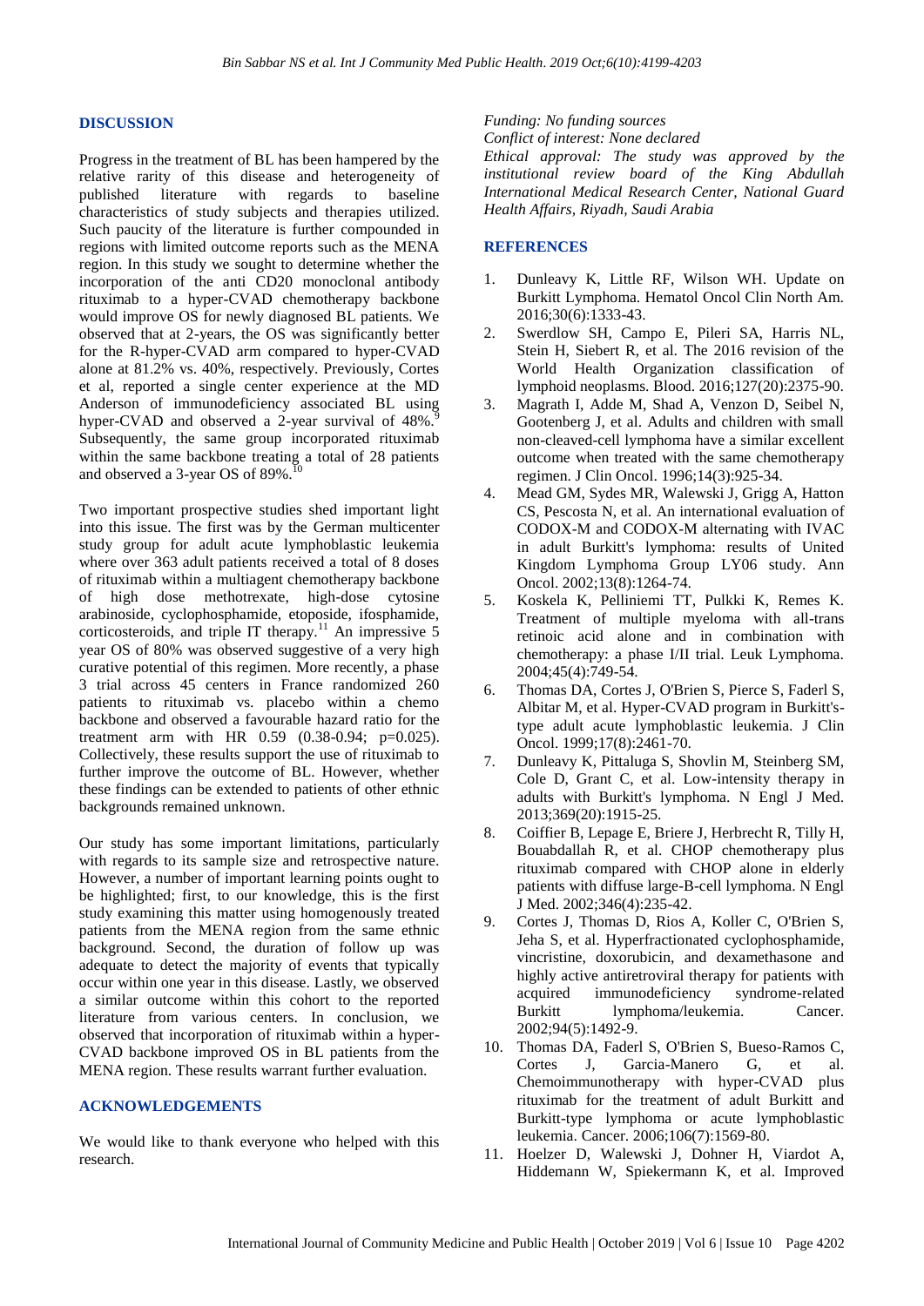## DISCUSSION

Progress in the treatment of BL has been hampered by the relative rarity of this disease and heterogeneity of published literature with regards to baseline characteristics of study subjects and therapies utilized. Such paucity of the literature is further compounded in regions with limited outcome reports such as the MENA region. In this study we sought to determine whether the incorporation of the anti CD20 monoclonal antibody rituximab to a hyper-CVAD chemotherapy backbone would improve OS for newly diagnosed BL patients. We observed that at 2-years, the OS was significantly better for the R-hyper-CVAD arm compared to hyper-CVAD alone at 81.2% vs. 40%, respectively. Previously, Cortes et al, reported a single center experience at the MD Anderson of immunodeficiency associated BL using hyper-CVAD and observed a 2-year survival of 48%.[9] Subsequently, the same group incorporated rituximab within the same backbone treating a total of 28 patients and observed a 3-year OS of 89%.[10]

Two important prospective studies shed important light into this issue. The first was by the German multicenter study group for adult acute lymphoblastic leukemia where over 363 adult patients received a total of 8 doses of rituximab within a multiagent chemotherapy backbone of high dose methotrexate, high-dose cytosine arabinoside, cyclophosphamide, etoposide, ifosphamide, corticosteroids, and triple IT therapy.[11] An impressive 5 year OS of 80% was observed suggestive of a very high curative potential of this regimen. More recently, a phase 3 trial across 45 centers in France randomized 260 patients to rituximab vs. placebo within a chemo backbone and observed a favourable hazard ratio for the treatment arm with HR 0.59 (0.38-0.94; p=0.025). Collectively, these results support the use of rituximab to further improve the outcome of BL. However, whether these findings can be extended to patients of other ethnic backgrounds remained unknown.

Our study has some important limitations, particularly with regards to its sample size and retrospective nature. However, a number of important learning points ought to be highlighted; first, to our knowledge, this is the first study examining this matter using homogenously treated patients from the MENA region from the same ethnic background. Second, the duration of follow up was adequate to detect the majority of events that typically occur within one year in this disease. Lastly, we observed a similar outcome within this cohort to the reported literature from various centers. In conclusion, we observed that incorporation of rituximab within a hyper-CVAD backbone improved OS in BL patients from the MENA region. These results warrant further evaluation.

## ACKNOWLEDGEMENTS

We would like to thank everyone who helped with this research.

*Funding: No funding sources*
*Conflict of interest: None declared*
*Ethical approval: The study was approved by the institutional review board of the King Abdullah International Medical Research Center, National Guard Health Affairs, Riyadh, Saudi Arabia*

## REFERENCES

1. Dunleavy K, Little RF, Wilson WH. Update on Burkitt Lymphoma. Hematol Oncol Clin North Am. 2016;30(6):1333-43.
2. Swerdlow SH, Campo E, Pileri SA, Harris NL, Stein H, Siebert R, et al. The 2016 revision of the World Health Organization classification of lymphoid neoplasms. Blood. 2016;127(20):2375-90.
3. Magrath I, Adde M, Shad A, Venzon D, Seibel N, Gootenberg J, et al. Adults and children with small non-cleaved-cell lymphoma have a similar excellent outcome when treated with the same chemotherapy regimen. J Clin Oncol. 1996;14(3):925-34.
4. Mead GM, Sydes MR, Walewski J, Grigg A, Hatton CS, Pescosta N, et al. An international evaluation of CODOX-M and CODOX-M alternating with IVAC in adult Burkitt's lymphoma: results of United Kingdom Lymphoma Group LY06 study. Ann Oncol. 2002;13(8):1264-74.
5. Koskela K, Pelliniemi TT, Pulkki K, Remes K. Treatment of multiple myeloma with all-trans retinoic acid alone and in combination with chemotherapy: a phase I/II trial. Leuk Lymphoma. 2004;45(4):749-54.
6. Thomas DA, Cortes J, O'Brien S, Pierce S, Faderl S, Albitar M, et al. Hyper-CVAD program in Burkitt's-type adult acute lymphoblastic leukemia. J Clin Oncol. 1999;17(8):2461-70.
7. Dunleavy K, Pittaluga S, Shovlin M, Steinberg SM, Cole D, Grant C, et al. Low-intensity therapy in adults with Burkitt's lymphoma. N Engl J Med. 2013;369(20):1915-25.
8. Coiffier B, Lepage E, Briere J, Herbrecht R, Tilly H, Bouabdallah R, et al. CHOP chemotherapy plus rituximab compared with CHOP alone in elderly patients with diffuse large-B-cell lymphoma. N Engl J Med. 2002;346(4):235-42.
9. Cortes J, Thomas D, Rios A, Koller C, O'Brien S, Jeha S, et al. Hyperfractionated cyclophosphamide, vincristine, doxorubicin, and dexamethasone and highly active antiretroviral therapy for patients with acquired immunodeficiency syndrome-related Burkitt lymphoma/leukemia. Cancer. 2002;94(5):1492-9.
10. Thomas DA, Faderl S, O'Brien S, Bueso-Ramos C, Cortes J, Garcia-Manero G, et al. Chemoimmunotherapy with hyper-CVAD plus rituximab for the treatment of adult Burkitt and Burkitt-type lymphoma or acute lymphoblastic leukemia. Cancer. 2006;106(7):1569-80.
11. Hoelzer D, Walewski J, Dohner H, Viardot A, Hiddemann W, Spiekermann K, et al. Improved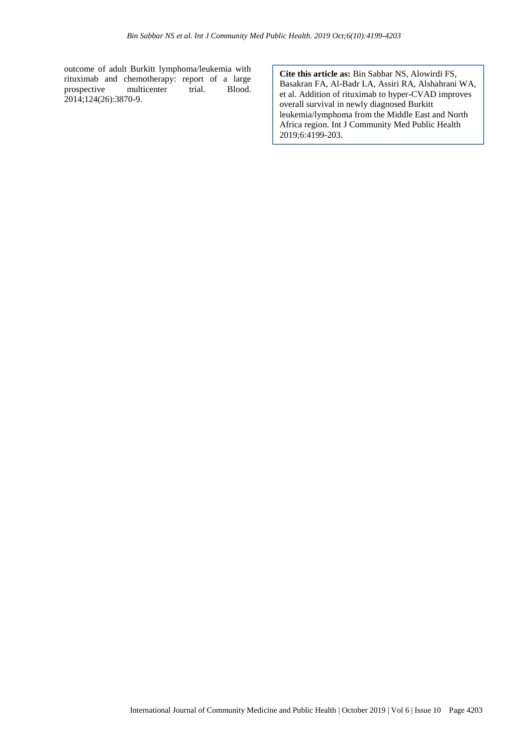outcome of adult Burkitt lymphoma/leukemia with rituximab and chemotherapy: report of a large prospective multicenter trial. Blood. 2014;124(26):3870-9.

**Cite this article as:** Bin Sabbar NS, Alowirdi FS, Basakran FA, Al-Badr LA, Assiri RA, Alshahrani WA, et al. Addition of rituximab to hyper-CVAD improves overall survival in newly diagnosed Burkitt leukemia/lymphoma from the Middle East and North Africa region. Int J Community Med Public Health 2019;6:4199-203.